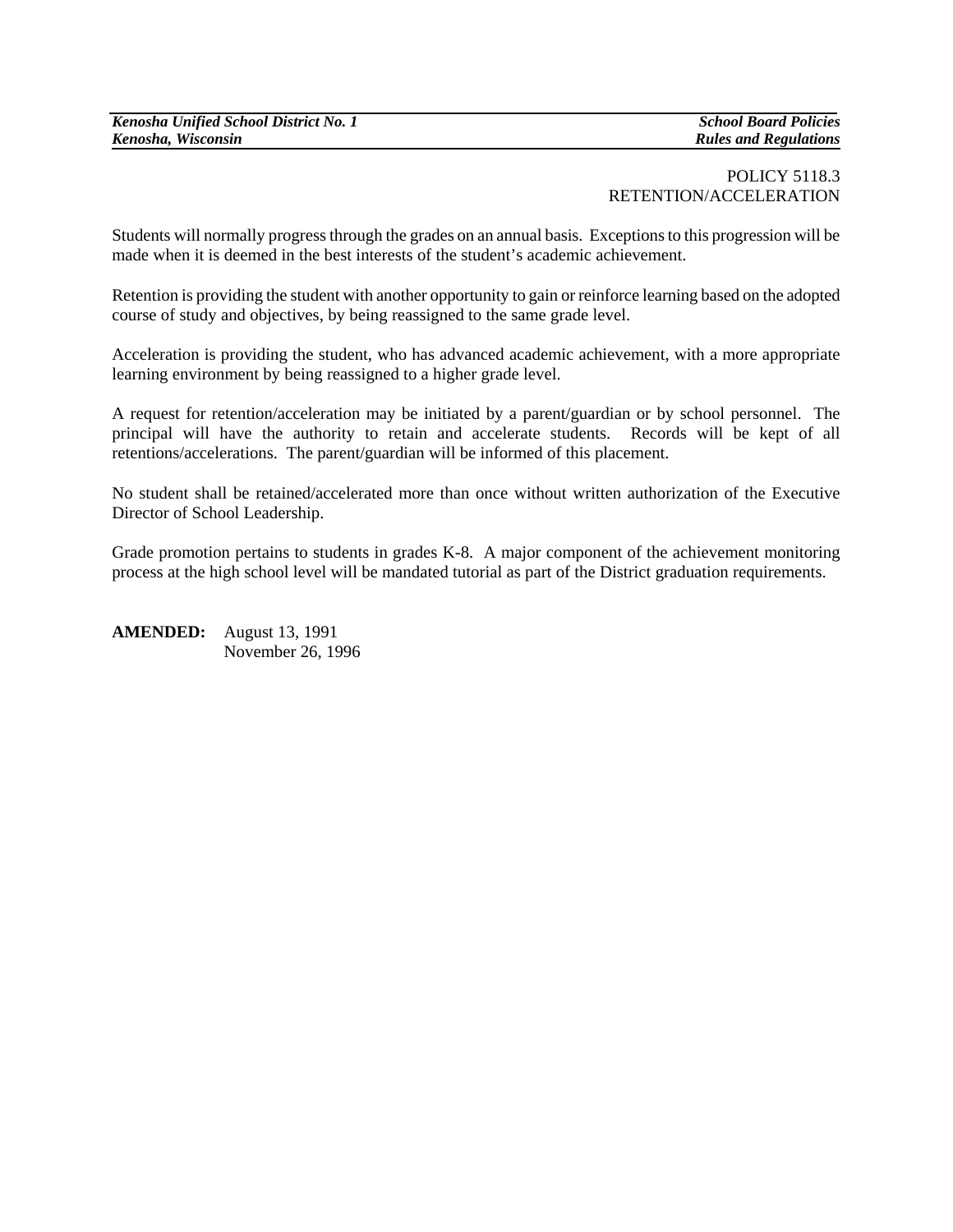POLICY 5118.3
RETENTION/ACCELERATION

Students will normally progress through the grades on an annual basis. Exceptions to this progression will be made when it is deemed in the best interests of the student's academic achievement.

Retention is providing the student with another opportunity to gain or reinforce learning based on the adopted course of study and objectives, by being reassigned to the same grade level.

Acceleration is providing the student, who has advanced academic achievement, with a more appropriate learning environment by being reassigned to a higher grade level.

A request for retention/acceleration may be initiated by a parent/guardian or by school personnel. The principal will have the authority to retain and accelerate students. Records will be kept of all retentions/accelerations. The parent/guardian will be informed of this placement.

No student shall be retained/accelerated more than once without written authorization of the Executive Director of School Leadership.

Grade promotion pertains to students in grades K-8. A major component of the achievement monitoring process at the high school level will be mandated tutorial as part of the District graduation requirements.

**AMENDED:** August 13, 1991
November 26, 1996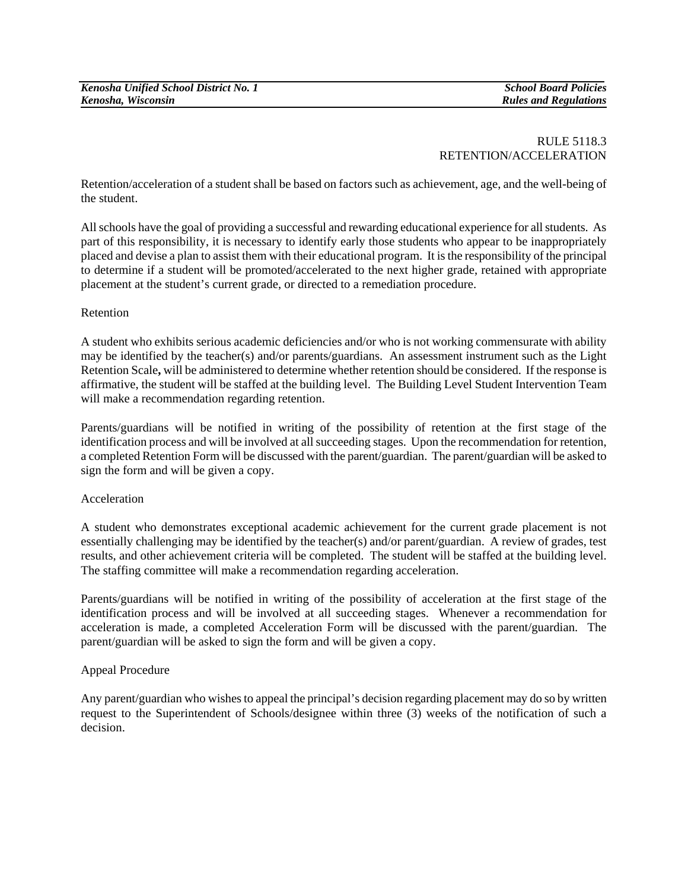RULE 5118.3
RETENTION/ACCELERATION

Retention/acceleration of a student shall be based on factors such as achievement, age, and the well-being of the student.

All schools have the goal of providing a successful and rewarding educational experience for all students. As part of this responsibility, it is necessary to identify early those students who appear to be inappropriately placed and devise a plan to assist them with their educational program. It is the responsibility of the principal to determine if a student will be promoted/accelerated to the next higher grade, retained with appropriate placement at the student's current grade, or directed to a remediation procedure.

Retention

A student who exhibits serious academic deficiencies and/or who is not working commensurate with ability may be identified by the teacher(s) and/or parents/guardians. An assessment instrument such as the Light Retention Scale**,** will be administered to determine whether retention should be considered. If the response is affirmative, the student will be staffed at the building level. The Building Level Student Intervention Team will make a recommendation regarding retention.

Parents/guardians will be notified in writing of the possibility of retention at the first stage of the identification process and will be involved at all succeeding stages. Upon the recommendation for retention, a completed Retention Form will be discussed with the parent/guardian. The parent/guardian will be asked to sign the form and will be given a copy.

Acceleration

A student who demonstrates exceptional academic achievement for the current grade placement is not essentially challenging may be identified by the teacher(s) and/or parent/guardian. A review of grades, test results, and other achievement criteria will be completed. The student will be staffed at the building level. The staffing committee will make a recommendation regarding acceleration.

Parents/guardians will be notified in writing of the possibility of acceleration at the first stage of the identification process and will be involved at all succeeding stages. Whenever a recommendation for acceleration is made, a completed Acceleration Form will be discussed with the parent/guardian. The parent/guardian will be asked to sign the form and will be given a copy.

Appeal Procedure

Any parent/guardian who wishes to appeal the principal's decision regarding placement may do so by written request to the Superintendent of Schools/designee within three (3) weeks of the notification of such a decision.